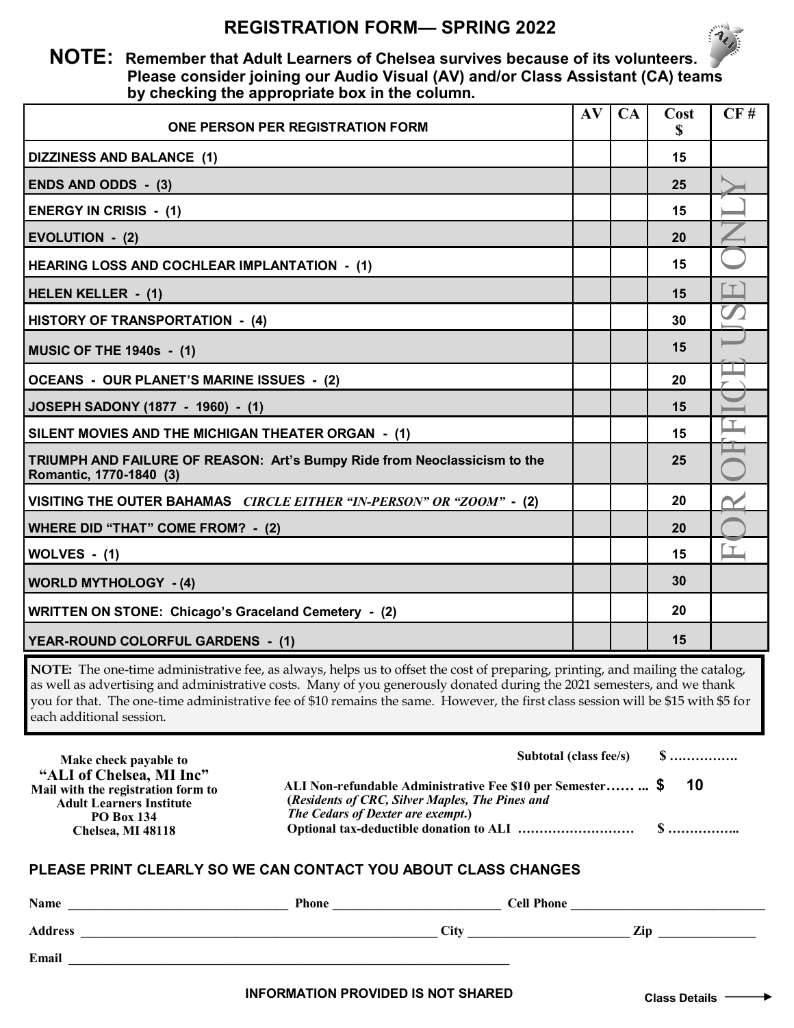# REGISTRATION FORM— SPRING 2022

**NOTE: Remember that Adult Learners of Chelsea survives because of its volunteers. Please consider joining our Audio Visual (AV) and/or Class Assistant (CA) teams by checking the appropriate box in the column.**

| ONE PERSON PER REGISTRATION FORM | AV | CA | Cost $ | CF # |
|---|---|---|---|---|
| DIZZINESS AND BALANCE (1) | | | 15 | |
| ENDS AND ODDS - (3) | | | 25 | FOR OFFICE USE ONLY |
| ENERGY IN CRISIS - (1) | | | 15 | |
| EVOLUTION - (2) | | | 20 | |
| HEARING LOSS AND COCHLEAR IMPLANTATION - (1) | | | 15 | |
| HELEN KELLER - (1) | | | 15 | |
| HISTORY OF TRANSPORTATION - (4) | | | 30 | |
| MUSIC OF THE 1940s - (1) | | | 15 | |
| OCEANS - OUR PLANET'S MARINE ISSUES - (2) | | | 20 | |
| JOSEPH SADONY (1877 - 1960) - (1) | | | 15 | |
| SILENT MOVIES AND THE MICHIGAN THEATER ORGAN - (1) | | | 15 | |
| TRIUMPH AND FAILURE OF REASON: Art's Bumpy Ride from Neoclassicism to the Romantic, 1770-1840 (3) | | | 25 | |
| VISITING THE OUTER BAHAMAS *CIRCLE EITHER "IN-PERSON" OR "ZOOM"* - (2) | | | 20 | |
| WHERE DID "THAT" COME FROM? - (2) | | | 20 | |
| WOLVES - (1) | | | 15 | |
| WORLD MYTHOLOGY - (4) | | | 30 | |
| WRITTEN ON STONE: Chicago's Graceland Cemetery - (2) | | | 20 | |
| YEAR-ROUND COLORFUL GARDENS - (1) | | | 15 | |

**NOTE:** The one-time administrative fee, as always, helps us to offset the cost of preparing, printing, and mailing the catalog, as well as advertising and administrative costs. Many of you generously donated during the 2021 semesters, and we thank you for that. The one-time administrative fee of $10 remains the same. However, the first class session will be $15 with $5 for each additional session.

**Make check payable to**
**"ALI of Chelsea, MI Inc"**
**Mail with the registration form to**
**Adult Learners Institute**
**PO Box 134**
**Chelsea, MI 48118**

**Subtotal (class fee/s)** $ …………….

**ALI Non-refundable Administrative Fee $10 per Semester…… ...** $ **10**
**(*Residents of CRC, Silver Maples, The Pines and The Cedars of Dexter are exempt.*)**

**Optional tax-deductible donation to ALI ………………………** $ ……………..

## PLEASE PRINT CLEARLY SO WE CAN CONTACT YOU ABOUT CLASS CHANGES

**Name** ________________________________ **Phone** __________________________ **Cell Phone** ______________________________

**Address** ______________________________________________________ **City** _________________________ **Zip** _______________

**Email** ______________________________________________________________________

**INFORMATION PROVIDED IS NOT SHARED**

**Class Details →**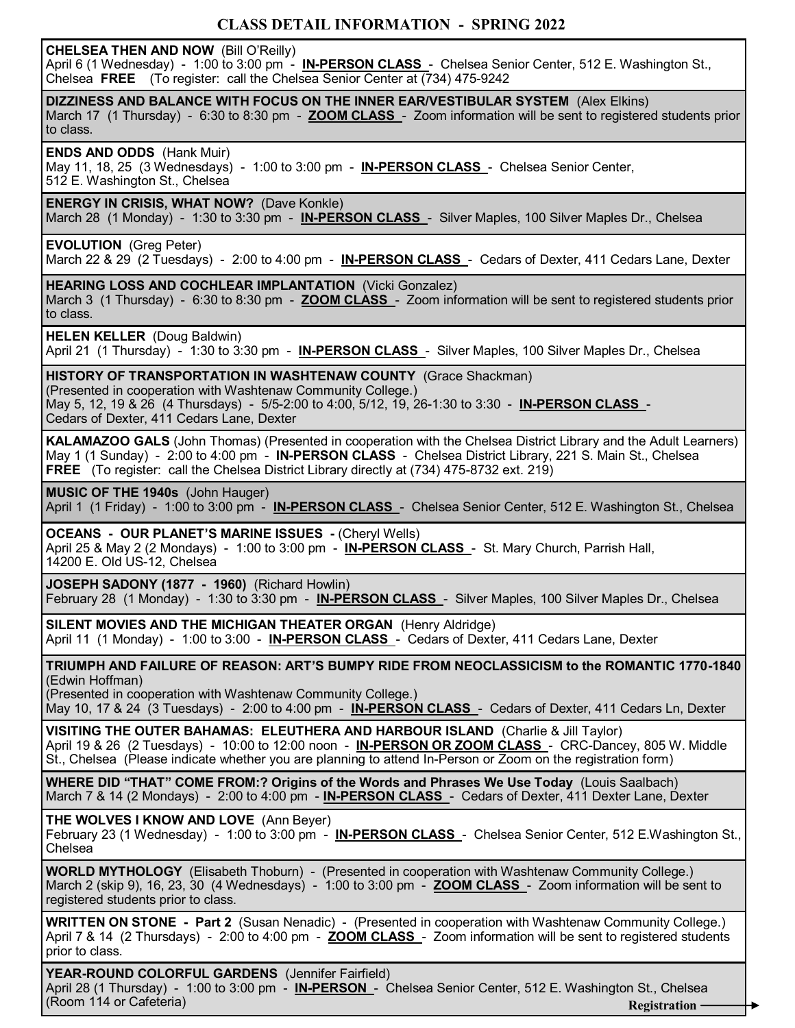# CLASS DETAIL INFORMATION - SPRING 2022

**CHELSEA THEN AND NOW** (Bill O'Reilly)
April 6 (1 Wednesday) - 1:00 to 3:00 pm - **IN-PERSON CLASS** - Chelsea Senior Center, 512 E. Washington St., Chelsea **FREE** (To register: call the Chelsea Senior Center at (734) 475-9242

**DIZZINESS AND BALANCE WITH FOCUS ON THE INNER EAR/VESTIBULAR SYSTEM** (Alex Elkins)
March 17 (1 Thursday) - 6:30 to 8:30 pm - **ZOOM CLASS** - Zoom information will be sent to registered students prior to class.

**ENDS AND ODDS** (Hank Muir)
May 11, 18, 25 (3 Wednesdays) - 1:00 to 3:00 pm - **IN-PERSON CLASS** - Chelsea Senior Center, 512 E. Washington St., Chelsea

**ENERGY IN CRISIS, WHAT NOW?** (Dave Konkle)
March 28 (1 Monday) - 1:30 to 3:30 pm - **IN-PERSON CLASS** - Silver Maples, 100 Silver Maples Dr., Chelsea

**EVOLUTION** (Greg Peter)
March 22 & 29 (2 Tuesdays) - 2:00 to 4:00 pm - **IN-PERSON CLASS** - Cedars of Dexter, 411 Cedars Lane, Dexter

**HEARING LOSS AND COCHLEAR IMPLANTATION** (Vicki Gonzalez)
March 3 (1 Thursday) - 6:30 to 8:30 pm - **ZOOM CLASS** - Zoom information will be sent to registered students prior to class.

**HELEN KELLER** (Doug Baldwin)
April 21 (1 Thursday) - 1:30 to 3:30 pm - **IN-PERSON CLASS** - Silver Maples, 100 Silver Maples Dr., Chelsea

**HISTORY OF TRANSPORTATION IN WASHTENAW COUNTY** (Grace Shackman)
(Presented in cooperation with Washtenaw Community College.)
May 5, 12, 19 & 26 (4 Thursdays) - 5/5-2:00 to 4:00, 5/12, 19, 26-1:30 to 3:30 - **IN-PERSON CLASS** - Cedars of Dexter, 411 Cedars Lane, Dexter

**KALAMAZOO GALS** (John Thomas) (Presented in cooperation with the Chelsea District Library and the Adult Learners)
May 1 (1 Sunday) - 2:00 to 4:00 pm - **IN-PERSON CLASS** - Chelsea District Library, 221 S. Main St., Chelsea
**FREE** (To register: call the Chelsea District Library directly at (734) 475-8732 ext. 219)

**MUSIC OF THE 1940s** (John Hauger)
April 1 (1 Friday) - 1:00 to 3:00 pm - **IN-PERSON CLASS** - Chelsea Senior Center, 512 E. Washington St., Chelsea

**OCEANS - OUR PLANET'S MARINE ISSUES -** (Cheryl Wells)
April 25 & May 2 (2 Mondays) - 1:00 to 3:00 pm - **IN-PERSON CLASS** - St. Mary Church, Parrish Hall, 14200 E. Old US-12, Chelsea

**JOSEPH SADONY (1877 - 1960)** (Richard Howlin)
February 28 (1 Monday) - 1:30 to 3:30 pm - **IN-PERSON CLASS** - Silver Maples, 100 Silver Maples Dr., Chelsea

**SILENT MOVIES AND THE MICHIGAN THEATER ORGAN** (Henry Aldridge)
April 11 (1 Monday) - 1:00 to 3:00 - **IN-PERSON CLASS** - Cedars of Dexter, 411 Cedars Lane, Dexter

**TRIUMPH AND FAILURE OF REASON: ART'S BUMPY RIDE FROM NEOCLASSICISM to the ROMANTIC 1770-1840** (Edwin Hoffman)
(Presented in cooperation with Washtenaw Community College.)
May 10, 17 & 24 (3 Tuesdays) - 2:00 to 4:00 pm - **IN-PERSON CLASS** - Cedars of Dexter, 411 Cedars Ln, Dexter

**VISITING THE OUTER BAHAMAS: ELEUTHERA AND HARBOUR ISLAND** (Charlie & Jill Taylor)
April 19 & 26 (2 Tuesdays) - 10:00 to 12:00 noon - **IN-PERSON OR ZOOM CLASS** - CRC-Dancey, 805 W. Middle St., Chelsea (Please indicate whether you are planning to attend In-Person or Zoom on the registration form)

**WHERE DID "THAT" COME FROM:? Origins of the Words and Phrases We Use Today** (Louis Saalbach)
March 7 & 14 (2 Mondays) - 2:00 to 4:00 pm - **IN-PERSON CLASS** - Cedars of Dexter, 411 Dexter Lane, Dexter

**THE WOLVES I KNOW AND LOVE** (Ann Beyer)
February 23 (1 Wednesday) - 1:00 to 3:00 pm - **IN-PERSON CLASS** - Chelsea Senior Center, 512 E.Washington St., Chelsea

**WORLD MYTHOLOGY** (Elisabeth Thoburn) - (Presented in cooperation with Washtenaw Community College.)
March 2 (skip 9), 16, 23, 30 (4 Wednesdays) - 1:00 to 3:00 pm - **ZOOM CLASS** - Zoom information will be sent to registered students prior to class.

**WRITTEN ON STONE - Part 2** (Susan Nenadic) - (Presented in cooperation with Washtenaw Community College.)
April 7 & 14 (2 Thursdays) - 2:00 to 4:00 pm - **ZOOM CLASS** - Zoom information will be sent to registered students prior to class.

**YEAR-ROUND COLORFUL GARDENS** (Jennifer Fairfield)
April 28 (1 Thursday) - 1:00 to 3:00 pm - **IN-PERSON** - Chelsea Senior Center, 512 E. Washington St., Chelsea (Room 114 or Cafeteria)

**Registration** →